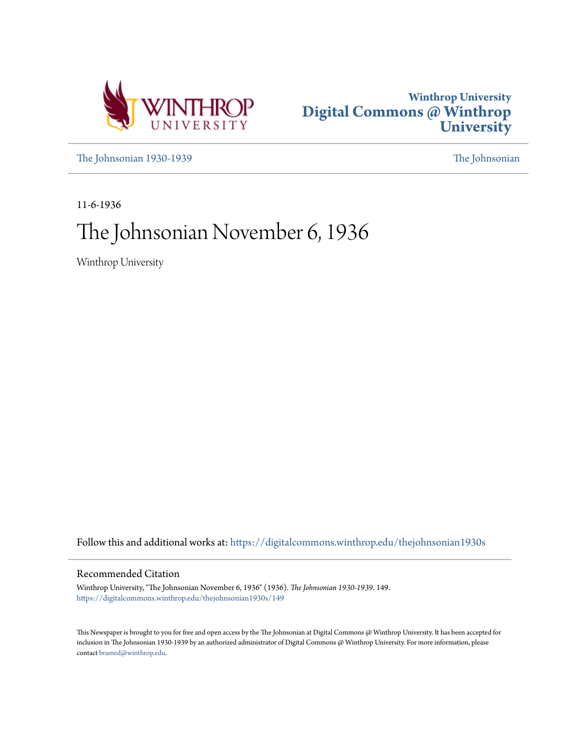Winthrop University
# Digital Commons @ Winthrop University

The Johnsonian 1930-1939 — The Johnsonian

11-6-1936

# The Johnsonian November 6, 1936

Winthrop University

Follow this and additional works at: https://digitalcommons.winthrop.edu/thejohnsonian1930s

## Recommended Citation

Winthrop University, "The Johnsonian November 6, 1936" (1936). *The Johnsonian 1930-1939*. 149.
https://digitalcommons.winthrop.edu/thejohnsonian1930s/149

This Newspaper is brought to you for free and open access by the The Johnsonian at Digital Commons @ Winthrop University. It has been accepted for inclusion in The Johnsonian 1930-1939 by an authorized administrator of Digital Commons @ Winthrop University. For more information, please contact bramed@winthrop.edu.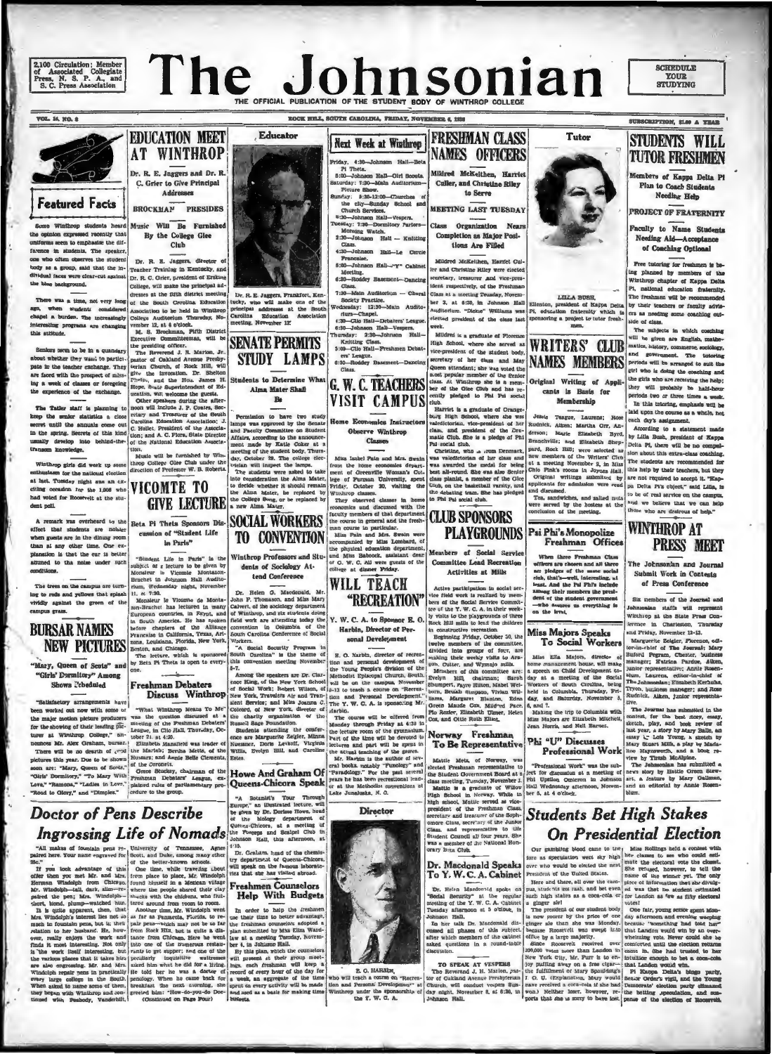2,100 Circulation; Member of Associated Collegiate Press, N. S. P. A., and S. C. Press Association

# The Johnsonian

THE OFFICIAL PUBLICATION OF THE STUDENT BODY OF WINTHROP COLLEGE

SCHEDULE YOUR STUDYING

VOL. 14, NO. 8 — ROCK HILL, SOUTH CAROLINA, FRIDAY, NOVEMBER 6, 1936 — SUBSCRIPTION, $1.00 A YEAR

## Featured Facts

Some Winthrop students heard the opinion expressed recently that uniforms seem to emphasize the difference in students. The speaker, one who often observes the student body as a group, said that the individual faces were clear-cut against the blue background.

There was a time, not very long ago, when students considered chapel a burden. The increasingly interesting programs are changing this attitude.

Seniors seem to be in a quandary about whether they want to participate in the teacher exchange. They are faced with the prospect of missing a week of classes or foregoing the experience of the exchange.

The Tatler staff is planning to keep the senior statistics a close secret until the annuals come out in the spring. Secrets of this kind usually develop into behind-the-transom knowledge.

Winthrop girls did work up some enthusiasm for the national election at last. Tuesday night was an exciting occasion for the 1,008 who had voted for Roosevelt at the student poll.

A remark was overheard to the effect that students are noisier when guests are in the dining room than at any other time. One explanation is that the ear is better attuned to the noise under such conditions.

The trees on the campus are turning to reds and yellows that splash vividly against the green of the campus grass.

## BURSAR NAMES NEW PICTURES

**"Mary, Queen of Scots" and "Girls' Dormitory" Among Shows Scheduled**

"Satisfactory arrangements have been worked out now with some of the major motion picture producers for the showing of their leading pictures at Winthrop College," announces Mr. Alex Graham, bursar. There will be no dearth of good pictures this year. Due to be shown soon are: "Mary, Queen of Scots," "Girls' Dormitory," "To Mary With Love," "Ramona," "Ladies in Love," "Road to Glory," and "Dimples."

## EDUCATION MEET AT WINTHROP

**Dr. R. E. Jaggers and Dr. R. C. Grier to Give Principal Addresses**

**BROCKMAN PRESIDES**

**Music Will Be Furnished By the College Glee Club**

Dr. R. E. Jaggers, director of Teacher Training in Kentucky, and Dr. R. C. Grier, president of Erskine College, will make the principal addresses at the fifth district meeting of the South Carolina Education Association to be held in Winthrop College Auditorium Thursday, November 12, at 4 o'clock.

M. S. Brockman, Fifth District Executive Committeeman, will be the presiding officer.

The Reverend J. H. Marion, Jr., pastor of Oakland Avenue Presbyterian Church, of Rock Hill, will give the invocation. Dr. Shelton Phelps, and the Hon. James H. Hope, State Superintendent of Education, will welcome the guests.

Other speakers during the afternoon will include J. P. Coates, Secretary and Treasurer of the South Carolina Education Association; J. C. Hollet, President of the Association; and A. C. Flora, State Director of the National Education Association.

Music will be furnished by Winthrop College Glee Club under the direction of Professor W. B. Roberts.

## VICOMTE TO GIVE LECTURE

**Beta Pi Theta Sponsors Discussion of "Student Life in Paris"**

"Student Life in Paris" is the subject of a lecture to be given by Monsieur le Vicomte Montalembert in Johnson Hall Auditorium, Wednesday night, November 11, at 7:30.

Monsieur le Vicomte de Montalembert has lectured in many European countries, in Egypt, and in South America. He has spoken before chapters of the Alliance Francaise in California, Texas, Arizona, Louisiana, Florida, New York, Boston, and Chicago.

The lecture, which is sponsored by Beta Pi Theta is open to everyone.

## Freshman Debaters Discuss Winthrop

"What Winthrop Means To Me" was the question discussed at a meeting of the Freshman Debaters' League, in Clio Hall, Thursday, October 21 at 4:30.

Elizabeth Mansfield was leader of the Martals; Bertha Metts, of the Hussars; and Annie Belle Clements, of the Coronets.

Grace Stuckey, chairman of the Freshman Debaters' League, explained rules of parliamentary procedure to the group.

### Educator

Dr. R. E. Jaggers, Frankfort, Kentucky, who will make one of the principal addresses at the South Carolina Education Association meeting, November 12.

## SENATE PERMITS STUDY LAMPS

**Students to Determine What Alma Mater Shall Be**

Permission to have two study lamps was approved by the Senate and Faculty Committee on Student Affairs, according to the announcement made by Katie Coker at a meeting of the student body, Thursday, October 29. The college electrician will inspect the lamps.

The students were asked to take into consideration the Alma Mater, to decide whether it should remain the Alma Mater, be replaced by the College Song, or be replaced by a new Alma Mater.

## SOCIAL WORKERS TO CONVENTION

**Winthrop Professors and Students of Sociology Attend Conference**

Dr. Helen G. Macdonald, Mr. John F. Thomason, and Miss Mary Calvert, of the sociology department of Winthrop, and six students doing field work are attending today the convention in Columbia of the South Carolina Conference of Social Workers.

"A Social Security Program in South Carolina" is the theme of this convention meeting November 5-7.

Among the speakers are Dr. Clarence King, of the New York School of Social Work; Robert Wilson, of New York, Travelers Aid and Transient Service; and Miss Joanna C. Colcord, of New York, director of the charity organization of the Russell Sage Foundation.

Students attending the conference are Marguerite Zeigler, Minna Nuessner, Dora Levkoff, Virginia Willis, Evelyn Hill, and Caroline Estes.

## Howe And Graham Of Queens-Chicora Speak

"A Botanist's Tour Through Europe," an illustrated lecture, will be given by Dr. Dorlase Howe, head of the biology department of Queens-Chicora, at a meeting of the Forceps and Scalpel Club in Johnson Hall, this afternoon, at 4:15.

Dr. Graham, head of the chemistry department of Queens-Chicora, will speak on the famous laboratories that she has visited abroad.

### Next Week at Winthrop

Friday, 4:30—Johnson Hall—Beta Pi Theta.
5:00—Johnson Hall—Girl Scouts.
Saturday: 7:30—Main Auditorium—Picture Show.
Sunday: 9:35-12:00—Churches of the city—Sunday School and Church Services.
6:30—Johnson Hall—Vespers.
Tuesday: 7:30—Dormitory Parlors—Morning Watch.
3:30—Johnson Hall — Knitting Class.
4:30—Johnson Hall—Le Cercle Francaise.
5:00—Johnson Hall—"Y" Cabinet Meeting.
6:30—Roddey Basement—Dancing Class.
7:30—Main Auditorium — Choral Society Practice.
Wednesday: 12:30—Main Auditorium—Chapel.
4:30—Clio Hall—Debaters' League.
6:30—Johnson Hall—Vespers.
Thursday: 3:30—Johnson Hall—Knitting Class.
5:00—Clio Hall—Freshman Debaters' League.
6:30—Roddey Basement—Dancing Class.

## G. W. C. TEACHERS VISIT CAMPUS

**Home Economics Instructors Observe Winthrop Classes**

Miss Isabel Pain and Mrs. Swain from the home economics department of Greenville Woman's College of Furman University, spent Friday, October 30, visiting the Winthrop classes.

They observed classes in home economics and discussed with the faculty members of that department the course in general and the freshman course in particular.

Miss Pain and Mrs. Swain were accompanied by Miss Lombard, of the physical education department, and Miss Babcock, assistant dean of G. W. C. All were guests of the college at dinner Friday.

## WILL TEACH "RECREATION"

**Y. W. C. A. to Sponsor E. O. Harbin, Director of Personal Development**

E. O. Harbin, director of recreation and personal development of the Young People's division of the Methodist Episcopal Church, South, will be on the campus, November 9-13 to teach a course on "Recreation and Personal Development." The Y. W. C. A. is sponsoring Mr. Harbin.

The course will be offered from Monday through Friday at 4:30 in the lecture room of the gymnasium. Part of the time will be devoted to lectures and part will be spent in the actual teaching of the games.

Mr. Harbin is the author of several books, notably "Phunology" and "Paradology." For the past several years he has been recreational leader at the Methodist conventions at Lake Junaluska, N. C.

### Director

E. O. HARBIN, who will teach a course on "Recreation and Personal Development" at Winthrop under the sponsorship of the Y. W. C. A.

## FRESHMAN CLASS NAMES OFFICERS

**Mildred McKeithen, Harriet Culler, and Christine Riley to Serve**

**MEETING LAST TUESDAY**

**Class Organization Nears Completion as Major Positions Are Filled**

Mildred McKeithen, Harriet Culler and Christine Riley were elected secretary, treasurer and vice-president respectively, of the Freshman Class at a meeting Tuesday, November 3, at 6:30, in Johnson Hall Auditorium. "Dickie" Williams was elected president of the class last week.

Mildred is a graduate of Florence High School, where she served as vice-president of the student body, secretary of her class and May Queen attendant; she was voted the most popular member of the Senior class. At Winthrop she is a member of the Glee Club and has recently pledged to Phi Psi social club.

Harriet is a graduate of Orangeburg High School, where she was valedictorian, vice-president of her class, and president of the Dramatic Club. She is a pledge of Phi Psi social club.

Christine, who is from Denmark, was valedictorian of her class and was awarded the medal for being best all-round. She was also Senior class pianist, a member of the Glee Club, on the basketball varsity, and the debating team. She has pledged to Phi Psi social club.

## CLUB SPONSORS PLAYGROUNDS

**Members of Social Service Committee Lead Recreation Activities at Mills**

Active participation in social service field work is realized by members of the Social Service Committee of the Y. W. C. A. in their weekly visits to the playgrounds of three Rock Hill mills to lead the children in constructive recreation.

Beginning Friday, October 30, the twelve members of the committee, divided into groups of four, are making their weekly visits to Aragon, Cutter, and Wymojo mills.

Members of this committee are: Evelyn Hill, chairman; Sarah Shumpert, Fayre Hilton, Mabel Welborn, Beulah Simpson, Vivian Williams, Margaret Blanton, Edna Green, Maude Cox, Mildred Pace, Flo Ander, Elizabeth Ulmer, Helen Cox, and Ollie Ruth Elliot.

## Norway Freshman To Be Representative

Mattie Metts, of Norway, was elected Freshman representative to the Student Government Board at a class meeting, Tuesday, November 3.

Mattie is a graduate of Willow High School in Norway. While in high school, Mattie served as vice-president of the Freshman Class, secretary and treasurer of the Sophomore Class, secretary of the Junior Class, and representative to the Student Council all four years. She was a member of the National Honorary Beta Club.

## Dr. Macdonald Speaks To Y. W. C. A. Cabinet

Dr. Helen Macdonald spoke on "Social Security" at the regular meeting of the Y. W. C. A. Cabinet Tuesday afternoon at 5 o'clock, in Johnson Hall.

In her talk Dr. Macdonald discussed all phases of this subject, after which members of the cabinet asked questions in a round-table discussion.

**TO SPEAK AT VESPERS**

The Reverend J. H. Marion, pastor of Oakland Avenue Presbyterian Church, will conduct vespers Sunday night, November 8, at 6:30, in Johnson Hall.

### Tutor

LILLA BUSH, Ellenton, president of Kappa Delta Pi, education fraternity which is sponsoring a project to tutor freshmen.

## WRITERS' CLUB NAMES MEMBERS

**Original Writing of Applicants Is Basis for Membership**

Jessie Teague, Laurens; Rose Rudnick, Aiken; Martha Orr, Anderson; Marie Elizabeth Byrd, Branchville; and Elizabeth Sheppard, Rock Hill; were selected as new members of the Writers' Club at a meeting November 2, in Miss Ollie Fink's room in Joynes Hall.

Original writings submitted by applicants for admission were read and discussed.

Tea, sandwiches, and salted nuts were served by the hostess at the conclusion of the meeting.

## Psi Phi's Monopolize Freshman Offices

When three Freshman Class officers are chosen and all three are pledges of the same social club, that's—well, interesting, at least. And the Psi Phi's include among their members the president of the student government —who assures us everything is on the level.

## Miss Majors Speaks To Social Workers

Miss Ella Majors, director of home management house, will make a speech on Child Development today at a meeting of the Social Workers of South Carolina, being held in Columbia, Thursday, Friday, and Saturday, November 5, 6, and 7.

Making the trip to Columbia with Miss Majors are Elizabeth Mitchell, Jean Norris, and Nell Barnes.

## Phi "U" Discusses Professional Work

"Professional Work" was the subject for discussion at a meeting of Phi Upsilon Omicron in Johnson Hall Wednesday afternoon, November 4, at 4 o'clock.

## STUDENTS WILL TUTOR FRESHMEN

**Members of Kappa Delta Pi Plan to Coach Students Needing Help**

**PROJECT OF FRATERNITY**

**Faculty to Name Students Needing Aid—Acceptance of Coaching Optional**

Free tutoring for freshmen is being planned by members of the Winthrop chapter of Kappa Delta Pi, national education fraternity. The freshmen will be recommended by their teachers or faculty advisers as needing some coaching outside of class.

The subjects in which coaching will be given are English, mathematics, history, commerce, sociology, and government. The tutoring periods will be arranged to suit the girl who is doing the coaching and the girls who are receiving the help; they will probably be half-hour periods two or three times a week.

In this tutoring, emphasis will be laid upon the course as a whole, not each day's assignment.

According to a statement made by Lilla Bush, president of Kappa Delta Pi, there will be no compulsion about this extra-class coaching. The students are recommended for this help by their teachers, but they are not required to accept it. "Kappa Delta Pi's object," said Lilla, is to be of real service on the campus, and we believe that we can help those who are desirous of help."

## WINTHROP AT PRESS MEET

**The Johnsonian and Journal Submit Work in Contests of Press Conference**

Six members of the Journal and Johnsonian staffs will represent Winthrop at the State Press Conference in Charleston, Thursday and Friday, November 12-13.

Marguerite Zeigler, Florence, editor-in-chief of The Journal; Mary Buford Pegram, Chester, business manager; Patrica Pardue, Aiken, junior representative; Annie Rosenblum, Laurens, editor-in-chief of The Johnsonian; Elizabeth Kerhulas, Tryon, business manager; and Rose Rudnick, Aiken, junior representative.

The Journal has submitted in the contest, for the best story, essay, sketch, play, and book review of last year, a story by Mary Balle, an essay by Lois Young, a sketch by Mary Stuart Mills, a play by Madeline Haynsworth, and a book review by Trudie McAlpine.

The Johnsonian has submitted a news story by Hattie Green Stewart, a feature by Mary Gallman, and an editorial by Annie Rosenblum.

## Doctor of Pens Describe Ingrossing Life of Nomads

"All makes of fountain pens repaired here. Your name engraved for 25c."

If you took advantage of this offer then you met Mr. and Mrs. Herman Windolph from Chicago. Mr. Windolph—tall, dark, slim—repaired the pen; Mrs. Windolph—short, blond, plump—watched him.

It is quite apparent, then, that Mrs. Windolph's interest lies not so much in fountain pens, but in their relation to her husband. He, however, really enjoys the work and finds it most interesting. Not only is "the work itself interesting, but the various places that it takes him are also engrossing. Mr. and Mrs. Windolph repair pens in practically every large college in the South. When asked to name some of them, they began with Winthrop and continued with Peabody, Vanderbilt, University of Tennessee, Agnes Scott, and Duke, among many other of the better-known schools.

One time, while traveling about from place to place, Mr. Windolph found himself in a Mexican village where the people shared their clay shacks with the chickens, who fluttered around from room to room.

Another time, Mr. Windolph went as far as Pensacola, Florida, to repair pens—which may not be so far from Rock Hill, but is quite a distance from Chicago. Here he went into one of the numerous restaurants to get supper; and one of the peculiarly inquisitive waitresses asked him what he did for a living. He told her he was a doctor of penology. When he came back for breakfast the next morning, she greeted him: "How-do-you-do Doc-

(Continued on Page Four)

## Freshmen Counselors Help With Budgets

In order to help the freshmen use their time to better advantage, the freshman counselors adopted a plan submitted by Miss Eliza Wardlaw at a meeting Tuesday, November 3, in Johnson Hall.

By this plan, which the counselors will present at their group meetings, each freshman will keep a record of every hour of the day for a week, an aggregate of the time spent on every activity will be made and used as a basis for making time budgets.

## Students Bet High Stakes On Presidential Election

Our gambling blood came to the fore as speculation went sky high over who would be elected the next President of the United States.

Here and there, all over the campus, students ran rash, and bet even such high stakes as a coca-cola or a ginger ale!

The president of our student body is now poorer by the price of one ginger ale than she was Monday, because Roosevelt was swept into office by a large majority.

Since Roosevelt received over 200,000 votes more than Landon in New York City, Mr. Furr is to enjoy puffing away on a free cigar—the fulfillment of Mary Spaulding's I. O. U. (Explanation, Mary would have received a coca-cola if she had won.) Neither loser, however, reports that she is sorry to have lost.

Miss Rollings held a contest with her classes to see who could estimate the electoral vote the closest. She refused, however, to tell the name of the winner yet. The only piece of information that she divulged was that no student estimated for Landon as few as fifty electoral votes!

One fair, young senior spent Monday afternoon and evening weeping because "something had told her" that Landon would win by an overwhelming vote. Never could she be comforted until the election returns came in. She had trusted to her intuition enough to bet a coca-cola that Landon would win.

Pi Kappa Delta's bingo party, Senior Order's vigil, and the Young Democrats' election party climaxed the betting speculation, and suspense of the election of Roosevelt.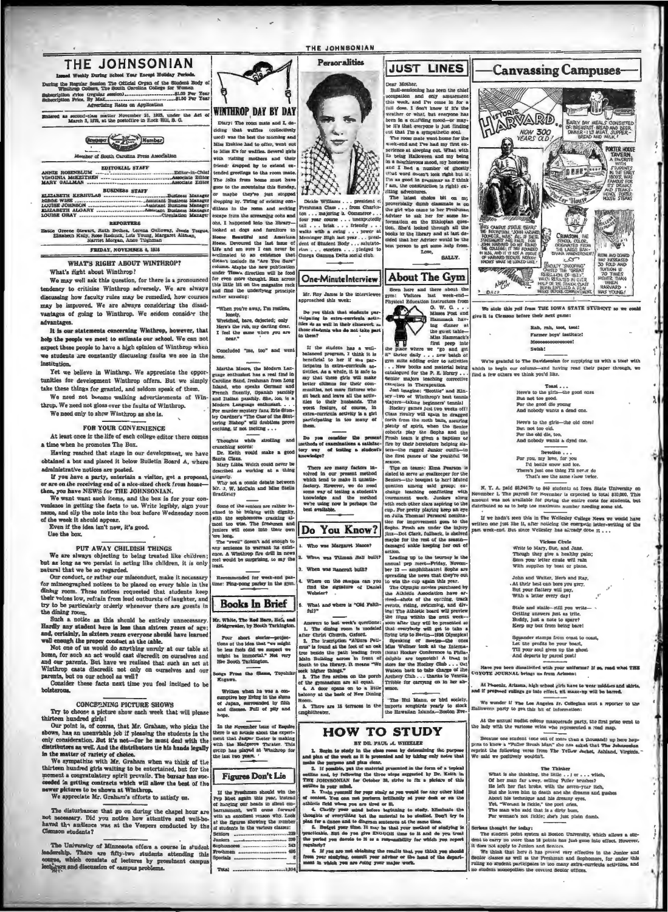# THE JOHNSONIAN

Issued Weekly During School Year Except Holiday Periods.

During the Regular Session The Official Organ of the Student Body of Winthrop College, The South Carolina College for Women

Subscription Price (regular session) .......... $1.00 Per Year
Subscription Price, By Mail .......... $1.50 Per Year

Advertising Rates on Application

Entered as second-class matter November 21, 1923, under the Act of March 3, 1879, at the postoffice in Rock Hill, S. C.

Member of South Carolina Press Association

## EDITORIAL STAFF

ANNIE ROSENBLUM .......... Editor-in-Chief
VIRGINIA McKEITHEN .......... Associate Editor
MARY GALLMAN .......... Associate Editor

## BUSINESS STAFF

ELIZABETH KERHULAS .......... Business Manager
MIDGE WISE .......... Assistant Business Manager
LOUISE JOHNSON .......... Assistant Business Manager
ELIZABETH ALGARY .......... Assistant Business Manager
LOUISE GRAY .......... Circulation Manager

## REPORTERS

Hattie Greene Stewart, Ruth Bethea, Lorena Galloway, Jessie Teague, Elizabeth Kelly, Rose Rudnick, Lela Young, Margaret Altman, Harriet Morgan, Anne Tighman

FRIDAY, NOVEMBER 6, 1936

## WHAT'S RIGHT ABOUT WINTHROP?

What's right about Winthrop?

We may well ask this question, for there is a pronounced tendency to criticize Winthrop adversely. We are always discussing how faculty rules may be remedied, how courses may be improved. We are always considering the disadvantages of going to Winthrop. We seldom consider the advantages.

It is our statements concerning Winthrop, however, that help the people we meet to estimate our school. We can not expect these people to have a high opinion of Winthrop when we students are constantly discussing faults we see in the institution.

Yet we believe in Winthrop. We appreciate the opportunities for development Winthrop offers. But we simply take these things for granted, and seldom speak of them.

We need not become walking advertisements of Winthrop. We need not gloss over the faults of Winthrop.

We need only to show Winthrop as she is.

## FOR YOUR CONVENIENCE

At least once in the life of each college editor there comes a time when he promotes The Box.

Having reached that stage in our development, we have obtained a box and placed it below Bulletin Board A, where administrative notices are posted.

If you have a party, entertain a visitor, get a proposal, or are on the receiving end of a nice-sized check from home—then, you have NEWS for THE JOHNSONIAN.

We want want such items, and the box is for your convenience in getting the facts to us. Write legibly, sign your name, and slip the note into the box before Wednesday noon of the week it should appear.

Even if the idea isn't new, it's good.

Use the box.

## PUT AWAY CHILDISH THINGS

We are always objecting to being treated like children; but as long as we persist in acting like children, it is only natural that we be so regarded.

Our conduct, or rather our misconduct, make it necessary for mimeographed notices to be placed on every table in the dining room. These notices requested that students keep their voices low, refrain from loud outbursts of laughter, and try to be particularly orderly whenever there are guests in the dining room.

Such a notice as this should be entirely unnecessary. Hardly any student here is less than sixteen years of age; and, certainly, in sixteen years everyone should have learned well enough the proper conduct at the table.

Not one of us would do anything unruly at our table at home, for such an act would cast discredit on ourselves and our parents. But have we realized that such an act at Winthrop casts discredit not only on ourselves and our parents, but on our school as well?

Consider these facts next time you feel inclined to be boisterous.

## CONCERNING PICTURE SHOWS

Try to choose a picture show each week that will please thirteen hundred girls!

Our point is, of course, that Mr. Graham, who picks the shows, has an unenviable job if pleasing the students is the only consideration. But it's not—for he must deal with the distributors as well. And the distributors tie his hands legally in the matter of variety of choice.

We sympathize with Mr. Graham when we think of the thirteen hundred girls waiting to be entertained, but for the moment a congratulatory spirit prevails. The bursar has succeeded in getting contracts which will allow the best of the newer pictures to be shown at Winthrop.

We appreciate Mr. Graham's efforts to satisfy us.

The disturbances that go on during the chapel hour are not necessary. Did you notice how attentive and well-behaved the audience was at the Vespers conducted by the Clemson students?

The University of Minnesota offers a course in student leadership. There are fifty-two students attending this course, which consists of lectures by prominent campus leaders and discussion of campus problems.

---

## WINTHROP DAY BY DAY

Diary: The room mate and I, deciding that waffles (collectively used) was the best the morning and Miss Erskine had to offer, went out to Miss E's for waffles. Several girls with visiting mothers and their friend: dropped by to extend extended greetings to the room mate. The folks from home must have gone to the mountains this Sunday, or maybe they've just stopped dropping by. Tiring of existing conditions in the room and seeking escape from the screaming cobs and ohs, I happened into the library—looked at dogs and furniture in House Beautiful and American Home. Devoured the last issue of Life and am sure I can never be acclimated to an existence that doesn't include its "Are You Sure?" column. Maybe the new publication under Time's direction will be food for even more thought. Ran across this little bit on the magazine rack and find the underlying principle rather amusing:

"When you're away, I'm restless,
lonely,
Wretched, bare, dejected; only
Here's the rub, my darling dear,
I feel the same when you are
near."

Concluded "me, too" and went home.

Martha Moore, the Modern Language enthusiast has a real find in Caroline Sand, freshman from Long Island, who speaks German and French fluently, Spanish passibly and Italian passibly. She, too, is a Modern Language enthusiast . . . For murder mystery fans, Erle Stanley Gardner's "The Case of the Stuttering Bishop" will doubtless prove exciting, if not inciting . . .

Thoughts while strolling and crunching acorns:

Dr. Keith would make a good Santa Claus.

Mary Libba Welch could never be described as working at a thing gingerly.

Why not a comic debate between Mr. J. W. McCain and Miss Stella Bradfield?

Some of the seniors are rather inclined to be bulging with dignity, with the sophomore crunching almost too wise. The freshmen and juniors will come into their own 'ere long.

The "swell" doesn't add enough to any sentence to warrant its existence. A Winthrop fire drill in news reel would be surprising, to say the least.

Recommended for week-end pastime: Ping-pong parley in the gym.

## Books In Brief

**Mr. White, The Red Barn, Hell, and Bridgewater, by Booth Tarkington.**

Four short stories—projections of the idea that "we might be less fools did we suspect we might be immortal." Not very like Booth Tarkington.

**Songs From the Slums, Toyohiko Kagawa.**

Written when he was a consumptive boy living in the slums of Japan, surrounded by filth and disease. Full of pity and hope.

In the November issue of Esquire there is an article about the experiment that Jasper Deeter is making with the Hedgerow Theater. This group has played at Winthrop for the last two years.

## Figures Don't Lie

If the Freshmen should win the Pep Meet again this year, instead of hanging our heads in silent embarrassment, we'll come forward with an excellent reason why. Look at the figures showing the number of students in the various classes:

| | |
|---|---|
| Seniors | 228 |
| Juniors | 239 |
| Sophomores | 343 |
| Freshmen | 486 |
| Specials | 8 |
| Total | 1,304 |

---

## Personalities

Dickie Williams . . . president of Freshman Class . . . from Charleston . . . majoring in Commerce . . . four year course . . . unexpectedly tall . . . brisk . . . friendly . . . walks with a swing . . . power at Memminger High last year . . . president of Student Body . . . salutatorian . . . etcetera . . . pledged to Omega Gamma Delta social club.

## One-Minute Interview

Mr. Roy James is the interviewee approached this week:

Do you think that students participating in extra-curricula activities do as well in their classwork as those students who do not take part in them?

If the student has a well-balanced program, I think it is beneficial to her if she participates in extra-curricula activities. As a whole, it is safe to say that these girls will make better citizens for their communities, not mere fixtures who sit back and leave all the activities to their husbands. The worst feature, of course, in extra-curricula activity is a girl participating in too many of them.

Do you consider the present methods of examinations a satisfactory way of testing a student's knowledge?

There are many factors involved in our present method which tend to make it unsatisfactory. However, we do need some way of testing a student's knowledge and the method we're using now is perhaps the best available.

## Do You Know?

1. Who was Margaret Nance?
2. When was Tillman Hall built?
3. When was Bancroft built?
4. Where on the campus can you find the signature of Daniel Webster?
5. What and where is "Old Faithful"?

Answers to last week's questions:

1. The dining room is modeled after Christ Church, Oxford.
2. The inscription "Alumna Pelimus" is found at the foot of an arrow in the path leading from Main Building across in front of South to the library. It means "We seek higher things."
3. The five arches on the porch of the gymnasium are all equal.
4. A door opens on to a little balcony at the back of New Dining Room.
5. There are 15 terraces in the amphitheater.

---

## JUST LINES

Dear Mother,

Bull-sessioning has been the chief occupation and only amusement this week, and I've come in for a full dose. I don't know if it's the weather or what, but everyone has been in a confiding mood—or maybe it's that everyone is just finding out that I'm a sympathetic soul.

The room mate went home for the week-end and I've had my first experience at sleeping out. What with its being Halloween and my being in a haughtiveous mood, my hostesses and I had a number of ghostly (that word doesn't look right but if I'm as good in grammar as I think I am, the construction is right) exciting adventures.

The latest choice bit on my proverbially dumb classmate is on the girl who came to her Freshman Adviser to ask her for some information on the Ethiopian question. She'd looked through all the books in the library and at last decided that her Adviser would be the best person to get some help from.

Love,

SALLY.

## About The Gym

Seen here and there about the gym: Visitors last week-end—Physical Education instructors from O. W. C. . . . Misses Post and Hammack having dinner at the guest table—Miss Hammack's first peep into the place where we "go and get it" thrice daily . . . new batch of gym suits adding color to activities . . . New books and material being catalogued for the P. E. library . . . Senior majors teaching corrective exercises in Therapeutics.

Just imagine: "Scottie" and Kinsey—two of Winthrop's best tennis players—taking beginners' tennis!

Hockey games just two weeks off! Class rivalry will again be dragged forth from the moth balls, assuring plenty of spirit, when the Senior cohorts play the Sophs and the Frosh team is given a baptism of fire by their heretofore helping sisters—the rugged Junior outfit—in the first games of the youthful '36 season.

Tips on teams: Elma Pearson is slated to serve as goalkeeper for the Seniors—the bouquet to her! Muted question among said group: exchange teaching conflicting with tournament week. Juniors along with each other class aspiring to the cup. For pretty playing keep an eye on Julia Thomas! Personal nomination for improvement goes to the Sophs. Frosh are under the injury jinx—Dot Clark, fullback, is shelved maybe for the rest of the season—damaged ankle keeping her out of action.

Leading up to the tourney is the annual pep meet—Friday, November 13 — amphitheatre! Sophs are spreading the news that they're out to win the cup again this year.

The Olympic movies purchased by the Athletic Association have arrived—shots of the opening, track events, riding, swimming, and diving! The Athletic board will preview the films within the next week—soon after they will be presented so that everybody will get to take a flying trip to Berlin—1936 Olympics!

Speaking of movies—the ones Miss Wellner took at the International Hockey Conference in Philadelphia are topnotch! A treat in store for the Hockey Club . . . Oct Watson back to take charge of the Archery Club . . . thanks to Venetia Tribble for carrying on in her absence.

'The Hui Manu, or bird society, imports songbirds yearly to stock the Hawaiian Islands.—Boston Evening Transcript.

## HOW TO STUDY

BY DR. PAUL A. WHEELER

1. Begin to study in the class room by determining the purpose and plan of the work as it is presented and by taking only notes that make the purpose and plan clear.
2. If possible, put the material presented in the form of a topical outline and, by following the three steps suggested by Dr. Keith in THE JOHNSONIAN for October 30, strive to fix a picture of this outline in your mind.
3. Train yourself for your study as you would for any other kind of contest. You can not perform brilliantly at your desk or on the athletic field when you are tired or ill.
4. Clarify your mind before beginning to study. Eliminate the thoughts of everything but the material to be studied. Don't try to plan for a dance and to diagram sentences at the same time.
5. Budget your time. It may be that your method of studying is impracticable. But do you give ENOUGH time to it and do you treat the period you devote to it as a responsibility which you report regularly?
6. If you are not obtaining the results that you think you should from your studying, consult your adviser or the head of the department in which you are doing your major work.

---

## Canvassing Campuses

HARVARD NOW 300 YEARS OLD!

EARLY DAY MEALS CONSISTED OF: BREAKFAST—BREAD AND BEER; DINNER—1 1/2 MEAT; SUPPER—BREAD AND MILK!

PORTER HOUSE TAVERN, A FAVORITE WITH STUDENTS IN THE EARLY 1800'S, WAS FAMOUS FOR ITS DRINKS AND STEAKS—HENCE PORTER HOUSE STEAKS

THIS CAMPUS STATUE BEARS THE INSCRIPTION, "JOHN HARVARD, FOUNDER, 1638." ALL OF THESE STATEMENTS ARE FALSE, FOR JOHN HARVARD DID NOT FOUND THE COLLEGE; IT WAS FOUNDED IN 1636, AND IT IS NOT A STATUE OF HARVARD BECAUSE NOBODY KNOWS WHAT HE LOOKED LIKE!

CRIMSON, THE SCHOOL COLOR, DESIGNATED FROM THE LARGE BANDANNA HANDKERCHIEF!

FACULTY "SNOOPING" CAUSED THE "GREAT REBELLION OF 1823," WHICH RESULTED IN OVER HALF OF THE SENIOR CLASS BEING EXPELLED A FEW WEEKS BEFORE COMMENCEMENT.

ROOM AND BOARD HAS INCREASED 50 FOLD AND TUITION IS 70 TIMES HIGHER THAN WHEN HARVARD WAS YOUNG!

We stole this yell from THE IOWA STATE STUDENT so we could give it to Clemson before their next game:

Rah, rah, toot, toot!
Farmer boys' institute!
Mooooooooooooo!
Swish!

We're grateful to The Davidsonian for supplying us with a toast with which to begin our column—and having read their paper through, we find a few others we think you'd like.

**Toast . . .**
Here's to the girls—the good ones
But not too good
For the good die young
And nobody wants a dead one.

Here's to the girls—the old ones!
But not too old,
For the old die, too,
And nobody wants a dyed one.

**Devotion . . .**
For you, my love, for you
I'd battle snow and ice.
There's just one thing I'll never do
That's see the same show twice.

N. Y. A. paid $8,246.70 to 849 students at Iowa State University on November 1. The payroll for November is expected to total $10,000. This amount was not available for paying the entire costs for students, but distributed so as to help the maximum number needing some aid.

If we hadn't seen this in The Wellesley College News we would have written one just like it, after noticing the energetic letter-writing of the past week-end. But since Wellesley has already done it . . .

**Vicious Circle**
Write to Mary, Sue, and Jane,
Though they give a healthy pain;
Soon your letter chute will rain
With supplies by boat or plane.

John and Walter, Herb and Ray,
At their best can bore you grey,
But your flattery will pay,
With a letter every day!

Stale and stalle—still you write—
Getting answers just as trite.
Buddy, just a note to spare?
Keep my box from being bare!

Squander stamps from coast to coast,
Let the profits be your boast,
Till your soul gives up the ghost
And departs by parcel post!

Have you been dissatisfied with your uniforms? If so, read what THE COYOTE JOURNAL brings us from Arizona:

At Phoenix, Arizona, high school girls have to wear middies and skirts, and if proposed rulings go into effect, all make-up will be barred.

We wonder if The Los Angeles Jr. Collegian sent a reporter to the Halloween party to get this bit of information:

At the annual nudist colony masquerade party, the first prize went to the lady with the varicose veins who represented a road map.

Because one student (one out of more than a thousand) up here happens to know a "Fuller Brush Man" she one asked that The Johnsonian reprint the following verse from The Yellow Jacket, Ashland, Virginia. We said we positively wouldn't.

**The Thinker**
What is she thinking, the little . . . er . . . witch,
Of her man far away, selling Fuller brushes?
He left her flat broke, with the seven-year itch,
But she loves him to death and she dreams and gushes
About his technique and his dreamy eyes.
Yet, "Woman is fickle," the poet cries.
The man who said that is a dirty bum,
For woman's not fickle; she's just plain dumb.

Serious thought for today:

The student point system at Boston University, which allows a student to carry no more than 18 points has just gone into effect. However, it does not apply to Juniors and Seniors.

We think that here it has proved very effective in the Junior and Senior classes as well as the Freshman and Sophomore, for under this ruling no student participates in too many extra-curricula activities, and no student monopolizes the coveted Senior offices.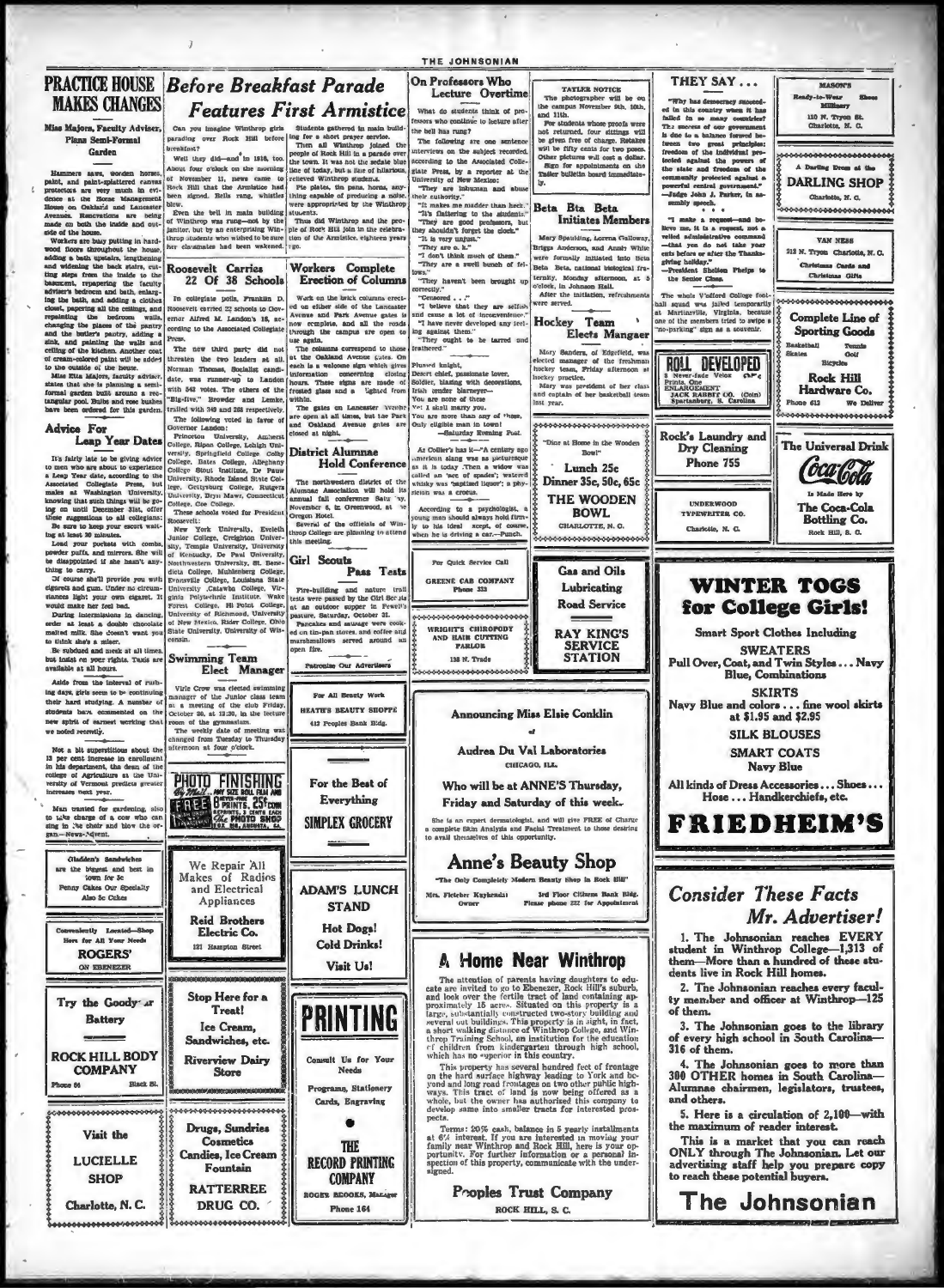## PRACTICE HOUSE MAKES CHANGES

### Miss Majors, Faculty Adviser, Plans Semi-Formal Garden

Hammers saws, wooden horses, paint, and paint-splattered canvas protectors are very much in evidence at the Home Management House on Oakland and Lancaster Avenues. Renovations are being made on both the inside and outside of the house.

Workers are busy putting in hardwood floors throughout the house, adding a bath upstairs, lengthening and widening the back stairs, cutting steps from the inside to the basement, repapering the faculty adviser's bedroom and bath, enlarging the bath, and adding a clothes closet, papering all the ceilings, and repainting the bedroom walls, changing the places of the pantry and the butler's pantry, adding a sink, and painting the walls and ceiling of the kitchen. Another coat of cream-colored paint will be added to the outside of the house.

Miss Ella Majors, faculty adviser, states that she is planning a semi-formal garden built around a rectangular pool. Bulbs and rose bushes have been ordered for this garden.

## Advice For Leap Year Dates

It's fairly late to be giving advice to men who are about to experience a Leap Year date, according to the Associated Collegiate Press, but males at Washington University, knowing that such things will be going on until December 31st, offer these suggestions to all collegians:

Be sure to keep your escort waiting at least 20 minutes.

Load your pockets with combs, powder puffs, and mirrors. She will be disappointed if she hasn't anything to carry.

Of course she'll provide you with cigarets and gum. Under no circumstances light your own cigaret. It would make her feel bad.

During intermissions in dancing, order at least a double chocolate malted milk. She doesn't want you to think she's a miser.

Be subdued and meek at all times, but insist on your rights. Taxis are available at all hours.

Aside from the interval of rushing days, girls seem to be continuing their hard studying. A number of students have commented on the new spirit of earnest working that we noted recently.

Not a bit superstitious about the 13 per cent increase in enrollment in his department, the dean of the college of Agriculture at the University of Vermont predicts greater increases next year.

Man wanted for gardening, also to take charge of a cow who can sing in the choir and blow the organ.—News-Advent.

---

Gladden's Sandwiches are the biggest and best in town for 5c

Penny Cakes Our Specialty

Also 5c Cakes

---

Conveniently Located—Shop Here for All Your Needs

**ROGERS'**

ON EBENEZER

---

Try the Goodyear Battery

**ROCK HILL BODY COMPANY**

Phone 66 Black St.

---

Visit the

**LUCIELLE SHOP**

Charlotte, N. C.

---

# Before Breakfast Parade Features First Armistice

Can you imagine Winthrop girls parading over Rock Hill before breakfast?

Well they did—and in 1918, too. About four o'clock on the morning of November 11, news came to Rock Hill that the Armistice had been signed. Bells rang, whistles blew.

Even the bell in main building of Winthrop was rung—not by the janitor, but by an enterprising Winthrop student who wished to be sure her classmates had been wakened.

Students gathered in main building for a short prayer service.

Then all Winthrop joined the people of Rock Hill in a parade over the town. It was not the sedate blue line of today, but a line of hilarious, relieved Winthrop students.

Pie plates, tin pans, horns, anything capable of producing a noise, were appropriated by the Winthrop students.

Thus did Winthrop and the people of Rock Hill join in the celebration of the Armistice, eighteen years ago.

## Roosevelt Carries 22 Of 38 Schools

In collegiate polls, Franklin D. Roosevelt carried 22 schools to Governor Alfred M. Landon's 16, according to the Associated Collegiate Press.

The new third party did not threaten the two leaders at all. Norman Thomas, Socialist candidate, was runner-up to Landon with 542 votes. The others of the "Big-five," Browder and Lemke, trailed with 349 and 268 respectively.

The following voted in favor of Governor Landon:

Princeton University, Amherst College, Ripon College, Lehigh University, Springfield College, Colby College, Bates College, Allegheny College, Stout Institute, De Pauw University, Rhode Island State College, Gettysburg College, Rutgers University, Bryn Mawr, Connecticut College, Coe College.

These schools voted for President Roosevelt:

New York University, Eveleth Junior College, Creighton University, Temple University, University of Kentucky, De Paul University, Northwestern University, St. Benedicts College, Muhlenberg College, Evansville College, Louisiana State University, Catawba College, Virginia Polytechnic Institute, Wake Forest College, Hi Point College, University of Richmond, University of New Mexico, Rhode Island State College, Ohio State University, University of Wisconsin.

## Swimming Team Elect Manager

Virle Crow was elected swimming manager of the Junior class team at a meeting of the club Friday, October 30, at 12:30, in the lecture room of the gymnasium.

The weekly date of meeting was changed from Tuesday to Thursday afternoon at four o'clock.

---

PHOTO FINISHING By Mail ... ANY SIZE ROLL FILM AND FREE 8 PRINTS, 25c COIN ... REPRINTS, 3 CENTS EACH ... The PHOTO SHOP

---

We Repair All Makes of Radios and Electrical Appliances

**Reid Brothers Electric Co.**

121 Hampton Street

---

Stop Here for a Treat!

Ice Cream, Sandwiches, etc.

**Riverview Dairy Store**

---

Drugs, Sundries
Cosmetics
Candies, Ice Cream
Fountain

**RATTERREE DRUG CO.**

---

## Workers Complete Erection of Columns

Work on the brick columns erected on either side of the Lancaster Avenue and Park Avenue gates is now complete, and all the roads through the campus are open to use again.

The columns correspond to those at the Oakland Avenue Gates. On each is a welcome sign which gives information concerning closing hours. These signs are made of frosted glass and a lighted from within.

The gates on Lancaster Avenue are open at all times, but the Park and Oakland Avenue gates are closed at night.

## District Alumnae Hold Conference

The northwestern district of the Alumnae Association will hold its annual fall conference Saturday, November 6, in Greenwood, at the Oregon Hotel.

Several of the officials of Winthrop College are planning to attend this meeting.

## Girl Scouts Pass Tests

Fire-building and nature trail tests were passed by the Girl Scouts at an outdoor supper in Powell's pasture, Saturday, October 31.

Pancakes and sausage were cooked on tin-pan stoves, and coffee and marshmallows served around an open fire.

Patronize Our Advertisers

---

For All Beauty Work

**HEATH'S BEAUTY SHOPPE**

412 Peoples Bank Bldg.

---

For the Best of Everything

**SIMPLEX GROCERY**

---

**ADAM'S LUNCH STAND**

Hot Dogs!

Cold Drinks!

Visit Us!

---

**PRINTING**

Consult Us for Your Needs

Programs, Stationery
Cards, Engraving

**THE RECORD PRINTING COMPANY**

ROGER BROOKS, Manager

Phone 164

---

## On Professors Who Lecture Overtime

What do students think of professors who continue to lecture after the bell has rung?

The following are one sentence interviews on the subject recorded, according to the Associated Collegiate Press, by a reporter at the University of New Mexico:

"They are inhuman and abuse their authority."

"It makes me madder than heck."

"It's flattering to the students."

"They are good professors, but they shouldn't forget the clock."

"It is very unjust."

"They are o. k."

"I don't think much of them."

"They are a swell bunch of fellows."

"They haven't been brought up correctly."

"Censored . . ."

"I believe that they are selfish and cause a lot of inconvenience."

"I have never developed any feeling against them."

"They ought to be tarred and feathered."

Plumed knight,
Desert chief, passionate lover,
Soldier, blazing with decorations,
Irish tender blarneyer—
You are none of these
Yet I shall marry you.
You are more than any of these,
Only eligible man in town!
—Saturday Evening Post.

As Collier's has it—"A century ago American slang was as picturesque as it is today. Then a widow was called an 'act of spades'; watered whisky was 'baptised liquor'; a physician was a crocus.

According to a psychologist, a young man should always hold firmly to his ideal except, of course, when he is driving a car.—Punch.

---

TATLER NOTICE

The photographer will be on the campus November 9th, 10th, and 11th.

For students whose proofs were not returned, four sittings will be given free of charge. Retakes will be fifty cents for two poses. Other pictures will cost a dollar. Sign for appointments on the Tatler bulletin board immediately.

## Beta Bta Beta Initiates Members

Mary Spaulding, Lorena Galloway, Briggs Anderson, and Annie White were formally initiated into Beta Beta Beta, national biological fraternity, Monday afternoon, at 5 o'clock, in Johnson Hall.

After the initiation, refreshments were served.

## Hockey Team Elects Mangaer

Mary Sanders, of Edgefield, was elected manager of the freshman hockey team, Friday afternoon at hockey practice.

Mary was president of her class and captain of her basketball team last year.

---

For Quick Service Call

**GREENE CAB COMPANY**

Phone 333

---

**WRIGHT'S CHIROPODY AND HAIR CUTTING PARLOR**

138 N. Trade

---

"Dine at Home in the Wooden Bowl"

Lunch 25c

Dinner 35c, 50c, 65c

**THE WOODEN BOWL**

CHARLOTTE, N. C.

---

Gas and Oils
Lubricating
Road Service

**RAY KING'S SERVICE STATION**

---

Announcing Miss Elsie Conklin of

Audrea Du Val Laboratories

CHICAGO, ILL.

Who will be at ANNE'S Thursday, Friday and Saturday of this week.

She is an expert dermatologist, and will give FREE of Charge a complete Skin Analysis and Facial Treatment to those desiring to avail themselves of this opportunity.

**Anne's Beauty Shop**

"The Only Completely Modern Beauty Shop in Rock Hill"

Mrs. Fletcher Kuykendall, Owner — 3rd Floor Citizens Bank Bldg. Please phone 222 for Appointment

---

## A Home Near Winthrop

The attention of parents having daughters to educate are invited to go to Ebenezer, Rock Hill's suburb, and look over the fertile tract of land containing approximately 15 acres. Situated on this property is a large, substantially constructed two-story building and several out buildings. This property is in sight, in fact, a short walking distance of Winthrop College, and Winthrop Training School, an institution for the education of children from kindergarten through high school, which has no superior in this country.

This property has several hundred feet of frontage on the hard surface highway leading to York and beyond and long road frontages on two other public highways. This tract of land is now being offered as a whole, but the owner has authorized this company to develop same into smaller tracts for interested prospects.

Terms: 20% cash, balance in 5 yearly installments at 6% interest. If you are interested in moving your family near Winthrop and Rock Hill, here is your opportunity. For further information or a personal inspection of this property, communicate with the undersigned.

**Peoples Trust Company**

ROCK HILL, S. C.

---

## THEY SAY . . .

"Why has democracy succeeded in this country when it has failed in so many countries? The success of our government is due to a balance formed between two great principles: freedom of the individual protected against the powers of the state and freedom of the community protected against a powerful central government."
—Judge John J. Parker, in assembly speech.

\* \* \*

"I make a request—and believe me, it is a request, not a veiled administrative command—that you do not take your cuts before or after the Thanksgiving holiday."
—President Shelton Phelps to the Senior Class.

The whole Wofford College football squad was jailed temporarily at Martinsville, Virginia, because one of the members tried to swipe a "no-parking" sign as a souvenir.

---

**MASON'S**

Ready-to-Wear — Shoes — Millinery

110 N. Tryon St.
Charlotte, N. C.

---

A Darling Dress at the

**DARLING SHOP**

Charlotte, N. C.

---

**VAN NESS**

213 N. Tryon Charlotte, N. C.

Christmas Cards and Christmas Gifts

---

Complete Line of Sporting Goods

Basketball — Tennis
Skates — Golf
Bicycles

**Rock Hill Hardware Co.**

Phone 613 — We Deliver

---

ROLL DEVELOPED

8 Never-fade Velox Prints, One ENLARGEMENT 25c

JACK RABBIT CO. (Coin) Spartanburg, S. Carolina

---

**Rock's Laundry and Dry Cleaning**

Phone 755

---

UNDERWOOD TYPEWRITER CO.

Charlotte, N. C.

---

The Universal Drink

**Coca-Cola**

Is Made Here by

**The Coca-Cola Bottling Co.**

Rock Hill, S. C.

---

# WINTER TOGS for College Girls!

Smart Sport Clothes Including

**SWEATERS**

Pull Over, Coat, and Twin Styles . . . Navy Blue, Combinations

**SKIRTS**

Navy Blue and colors . . . fine wool skirts at $1.95 and $2.95

**SILK BLOUSES**

**SMART COATS**

Navy Blue

All kinds of Dress Accessories . . . Shoes . . . Hose . . . Handkerchiefs, etc.

# FRIEDHEIM'S

---

## Consider These Facts Mr. Advertiser!

1. The Johnsonian reaches EVERY student in Winthrop College—1,313 of them—More than a hundred of these students live in Rock Hill homes.

2. The Johnsonian reaches every faculty member and officer at Winthrop—125 of them.

3. The Johnsonian goes to the library of every high school in South Carolina—316 of them.

4. The Johnsonian goes to more than 300 OTHER homes in South Carolina—Alumnae chairmen, legislators, trustees, and others.

5. Here is a circulation of 2,100—with the maximum of reader interest.

This is a market that you can reach ONLY through The Johnsonian. Let our advertising staff help you prepare copy to reach these potential buyers.

**The Johnsonian**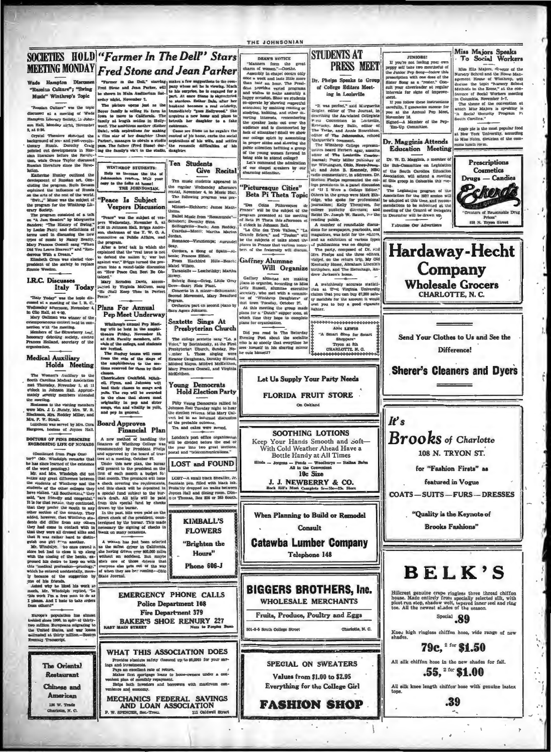## SOCIETIES HOLD MEETING MONDAY

### Wade Hampton Discusses "Russian Culture"; "Swing Music" Winthrop's Topic

"Russian Culture" was the topic discussed at a meeting of Wade Hampton Literary Society, in Johnson Hall, Monday night, November 2, at 8:30.

Crystal Theodore sketched the background of pre- and post-revolutionary Russia. Dorothy Craig pointed out developments in Russian literature before the Revolution, while Grace Taylor discussed Russian literature since the Revolution.

Katherine Hunley outlined the development of Russian art, concluding the program. Ruth Benson explained the influence of Russia on the arts of the rest of the world.

"Swing" Music was the subject of the program for the Winthrop Literary Society.

The program consisted of a talk on "A Jam Session" by Marguerite Sanders; "The History of Swing" by Louise Pant; and definitions of terms used in discussing the new types of music by Nancy Beatty. Mary Frances Connell sang "When Did You Leave Heaven?" and "Rendezvous With a Dream."

Elizabeth Crum was elected vice-president of the society to replace Emmie Weedon.

### I.R.C. Discusses Italy Today

"Italy Today" was the topic discussed at a meeting of the I. R. C., Wednesday afternoon, November 4, in Clio Hall, at 4:30.

Mary Gallman was winner of the extemporaneous contest held in connection with the meeting.

Members of the Strawberry Leaf, honorary debating society, elected Frances Holland, secretary of the organization.

### Medical Auxiliary Holds Meeting

The Woman's Auxiliary to the South Carolina Medical Association met Thursday, November 5, at 11 o'clock in Johnson Hall. Approximately seventy members attended the meeting.

Hostesses to the visiting members were Mrs. J. L. Bundy, Mrs. W. R. Blackmon, Mrs. Rodley Miller, and Mrs. F. W. Strait.

Luncheon was served by Mrs. Cora Hargrove, hostess of Joynes Hall.

### DOCTORS OF PENS DESCRIBE ENGROSSING LIFE OF NOMADS

(Continued from Page One)

tor?" (Mr. Windolph remarks that he has since learned of the existence of the word penology.)

Mr. and Mrs. Windolph did not notice any great difference between the students of Winthrop and the students of the other colleges they have visited. "All Southerners," they said, "are friendly and congenial." It is for that reason they continued, that they prefer the south to any other section of the country. They added, however, that Winthrop students did differ from any others they had come in contact with in that they were all dressed alike and that it was rather hard to distinguish one girl from another.

Mr. Windolph, who once owned a store but had to close it up along with the closing of the banks, expressed his desire to keep on with this "medical profession—penology," which he entered accidentally, merely because of the suggestion by one of his friends.

Asked why he liked his work so much, Mr. Windolph replied, "In this work I'm a free man to do as I please. And I hate to take orders from others!"

Europe's population has almost trebled since 1800, in spite of thirty-two million Europeans migrating to the United States, and war losses estimated at thirty million.—Boston Evening Transcript.

**The Oriental Restaurant**

**Chinese and American**

136 W. Trade
Charlotte, N. C.

## "Farmer In The Dell" Stars Fred Stone and Jean Parker

"Farmer in the Dell," starring Fred Stone and Jean Parker, will be shown in Main Auditorium Saturday night, November 7.

The picture opens just as the Boyer family is selling its farm in Iowa to move to California. The family at length settles in Hollywood. The ambitious mother (Esther Dale), with aspirations for making a film star of her daughter (Jean Parker), manages to obtain a studio pass. The father (Fred Stone) during the family's visit in the studio, makes a few suggestions to the company whose set he is viewing. Much to his surprise, he is engaged for a part. At once Stone is skyrocketed to stardom. Esther Dale, after her husband becomes a real celebrity, immediately "goes Hollywood." She acquires a new home and plans to betroth her daughter to a fake nobleman.

Come see Stone as he regains the control of his home, curbs the social aspirations of his wife, and settles the romantic difficulties of his daughter.

WINTHROP STUDENTS:
Help us increase the list of Johnsonian readers. Mail your copy to the folks at home!
THE JOHNSONIAN.

### "Peace Is Subject Vespers Discussion

"Peace" was the subject of vespers Wednesday, November 5, at 6:30 in Johnson Hall, Briggs Anderson, chairman of the Y. W. C. A. committee on Public Affairs, lead the program.

After a brief talk in which she explained that the "real issue is not to defend the nation by war but against war," Briggs turned the program into a round-table discussion on "How Peace Can Best Be Obtained."

Mary Herndon Davis, accompanied by Virginia McCuen, sang "He Shall Keep Thee in Perfect Peace."

### Plans For Annual Pep Meet Underway

Winthrop's annual Pep Meeting will be held in the amphitheatre Friday, November 13, at 6:30. Faculty members, officials of the college, and students are invited.

The Hockey teams will come from the side of the stage of the amphitheatre to the sections reserved for them by their classes.

Cheerleaders Cockfield, Mitchell, Flynn, and Johnson will lead their classes in songs and yells. The cup will be awarded to the class that shows most originality in pep and sister songs, vim and vitality in yells, and pep in general.

### Board Approves Financial Plan

A new method of handling the finances of Winthrop College was recommended by President Phelps and approved by the board of trustees at a meeting, October 27.

Under this new plan, the bursar will present to the president on the first of each month a budget for that month. The president will issue a check covering the requirements, and this check will be deposited in a special fund subject to the bursar's draft. All bills will be paid from this special fund by checks drawn by the bursar.

In the past, bills were paid on the direct check of the president, countersigned by the bursar. This made necessary the signing of checks in blank on many occasions.

A woman has just been selected as the safest driver in California, she having driven over 600,000 miles without an accident. But maybe she's one of those drivers that everyone else gets out of the way of when they see her coming.—Ohio State Journal.

### Ten Students Give Recital

Ten music students appeared in the regular Wednesday afternoon recital, November 4, in Music Hall. The following program was presented.

Minuet—Eichhorn; James Mathews.

Ballet Music from "Rosamunde"—Schubert; Dorothy Sims.

Solfeggietto—Bach; Ann Roddey.

Czardas—Monti; Martha Marion Jordan.

Romance—Vieuxtemps; Aurundel Seay.

Cordova, a Song of Spain—Albeniz; Frances Elliott.

From Blackbird Hills—Beach; Mabel Wilson.

Tarantelle — Leschetizky; Martha Howey.

Solveig Song—Grieg, Little Gray Dove—Saar; Fiele Plant.

Concerto in A minor—Schumann; Second Movement, Mary Beauford Pegram.

Orchestra part on second piano by Sara Agnes Johnson.

### Sextette Sings At Presbyterian Church

The college sextette sang "Lo, a Voice," by Bortniansky, at the First Presbyterian Church, Sunday, November 1. Those singing were Eleanor Caughman, Dorothy Stroud, Mildred Hayes, Mildred McKeithen, Mary Frances Connell, and Virginia McKeithen.

### Young Democrats Hold Election Party

Fifty Young Democrats rallied in Johnson Hall Tuesday night to hear the election returns. Miss Mary Calvert led in an informal discussion of the probable outcome.

Tea and cakes were served.

London's post office organization will be divided before the end of the year into two great sections, postal and "telecommunications."

### LOST and FOUND

LOST—A small black Sheaffer, Jr. fountain pen, filled with black ink. Probably dropped on walks between Joynes Hall and dining room. Dinah Thomas, Box 898 or 265 South.

**KIMBALL'S FLOWERS**

**"Brighten the Hours"**

**Phone 606-J**

**EMERGENCY PHONE CALLS**
Police Department 108
Fire Department 379
BAKER'S SHOE RENURY 227
EAST MAIN STREET — Next to Peoples Bank

**WHAT THIS ASSOCIATION DOES**

Provides absolute safety (insured up to $5,000) for your savings and investments.
Pays an excellent rate of return.
Makes first mortgage loans to home-owners under a convenient plan of monthly repayment.
Helps both investors and borrowers with maximum convenience and economy.

**MECHANICS FEDERAL SAVINGS AND LOAN ASSOCIATION**
P. W. SPENCER, Sec-Treas. — 111 Caldwell Street

**DEAN'S NOTICE**

"Manners form the great charm of women."—Goethe.

Assembly in chapel occurs only once a week and lasts little more than half an hour. The President provides varied programs and wishes to make assembly a happy occasion. Shall we students co-operate by showing respectful attention; by omitting reading or studying, knitting, and other diverting interests, remembering the speaker looks out over the audience and is disconcerted by lack of attention? Shall we show our college spirit by assembling in proper attire and showing the polite attention befitting a group of the young women favored in being able to attend college?

Let's command the admiration of our chapel speakers by our charming attention.

### "Picturesque Cities" Beta Pi Theta Topic

"Des Coins Pittoresques de France" will be the subject of the program presented at the meeting of Beta Pi Theta this afternoon at 5 o'clock in Johnson Hall.

"La Cite des Trois Vallees," "La Grande Briere," and "Toulon" will be the subjects of talks about the places in France that various members of the fraternity will discuss.

### Gaffney Alumnae Will Organize

Gaffney alumnae are making plans to organize, according to Miss Leila Russell, alumnae executive secretary, who met with a committee of "Winthrop Daughters" of that town Tuesday, October 27.

At this meeting the group made plans for a "Dutch" supper soon, at which time they hope to complete plans for organization.

Did you read in The Saturday Evening Post about the socialite who is so snooty that everytime he sees himself in his shaving mirror he cuts himself?

## STUDENTS AT PRESS MEET

### Dr. Phelps Speaks to Group of College Editors Meeting in Louisville

"It was perfect," said Marguerite Zeigler, editor of The Journal, in describing the Associated Collegiate Press Convention in Louisville, Kentucky. Mary Dale, editor of The Tatler, and Annie Rosenblum, editor of The Johnsonian, echoed Marguerite's comment.

The Winthrop College representatives heard Herbert Agar, associate editor of The Louisville Courier-Journal; Rusty Miller publisher of the Wilmington, Ohio, News-Journal; and John B. Kennedy, NBC radio commentator, in addresses. Dr. Shelton Phelps represented the college presidents in a panel discussion of "If I Were a College Editor." Others in the group were Mark Ethridge, who spoke for professional journalism; Kelly Thompson, for college publicity directors; and Rabbi Dr. Joseph W. Rauch, for the reading public.

A number of roundtable discussions for newspapers, yearbooks, and magazines, was held for the editors, and an exhibition of various types of publications was on display.

The party, composed of Dr. and Mrs. Phelps and the three editors, visited, on the return trip, My Old Kentucky Home, Abraham Lincoln's birthplace, and The Hermitage, Andrew Jackson's home.

A matchlessly accurate statistician at West Virginia University claims that you can buy 67,200 safety matches for the amount it would cost you to buy a good cigarette lighter.

**ANN LEWIS**
"A Smart Shop for Smart Shoppers"
Tryon at 5th
CHARLOTTE, N. C.

**Let Us Supply Your Party Needs**

**FLORIDA FRUIT STORE**
On Oakland

**SOOTHING LOTIONS**
Keep Your Hands Smooth and Soft—
With Cold Weather Ahead Have a
Bottle Handy at All Times
Hinds — Jergens — Ponds — Woodburys — Italian Balm
All in the Convenient
10c Size
**J. J. NEWBERRY & CO.**
Rock Hill's Most Complete 5c—10c—25c Store

**When Planning to Build or Remodel**
Consult
**Catawba Lumber Company**
Telephone 148

**BIGGERS BROTHERS, Inc.**
WHOLESALE MERCHANTS
Fruits, Produce, Poultry and Eggs
501-3-5 South College Street — Charlotte, N. C.

**SPECIAL ON SWEATERS**
Values from $1.00 to $2.95
Everything for the College Girl
**FASHION SHOP**

**JUNIORS!**

If you're not feeling your own peppy self take two mouthsful of the Junior Pep Song—follow this prescription with one dose of the Sister Song as a "rester." Consult your cheerleader at regular intervals for signs of improvement.

If you follow these instructions carefully, I guarantee success for you at the Annual Pep Meet, November 13.

Signed—A Member of the Pep-'Em-Up Committee.

### Dr. Magginis Attends Education Meeting

Dr. W. D. Magginis, a member of the Sub-Committee on Legislation of the South Carolina Education Association, will attend a meeting of this group in Columbia this evening.

The Legislative program of the Association for the 1937 session will be adopted at this time, and recommendations to be submitted at the meeting of the Council of Delegates in December will be drawn up.

Patronize Our Advertisers

### Miss Majors Speaks To Social Workers

Miss Ella Majors, director of the Nursery School and the Home Management House of Winthrop, will discuss the topic "Nursery School Methods in the Home," at the conference of Social Workers meeting in Columbia, November 5-7.

The theme of the convention at which Miss Majors is speaking is "A Social Security Program in South Carolina."

Apple pie is the most popular food at New York University, according to Miss Holts, dietician of the commons lunch room.

**Prescriptions**
**Cosmetics**
**Drugs — Candies**
**Eckerd's**
"Creators of Reasonable Drug Prices"
128 N. Tryon Street

**Hardaway-Hecht Company**
**Wholesale Grocers**
CHARLOTTE, N. C.

**Send Your Clothes to Us and See the Difference!**

**Sherer's Cleaners and Dyers**

*It's*
**Brooks of Charlotte**
108 N. TRYON ST.
for "Fashion Firsts" as featured in Vogue
COATS — SUITS — FURS — DRESSES
"Quality is the Keynote of Brooks Fashions"

**BELK'S**

Hillcrest genuine crepe ringless three thread chiffon house. Made entirely from specially selected silk, with picot run stop, shadow welt, tapered inner heel and ring toe. All the newest shades of the season.

Special **.89**

Knee high ringless chiffon hose, wide range of new shades.

**79c, 2 for $1.50**

All silk chiffon hose in the new shades for fall.

**.55, 2 for $1.00**

All silk knee length chiffon hose with genuine lastex tops.

**.39**